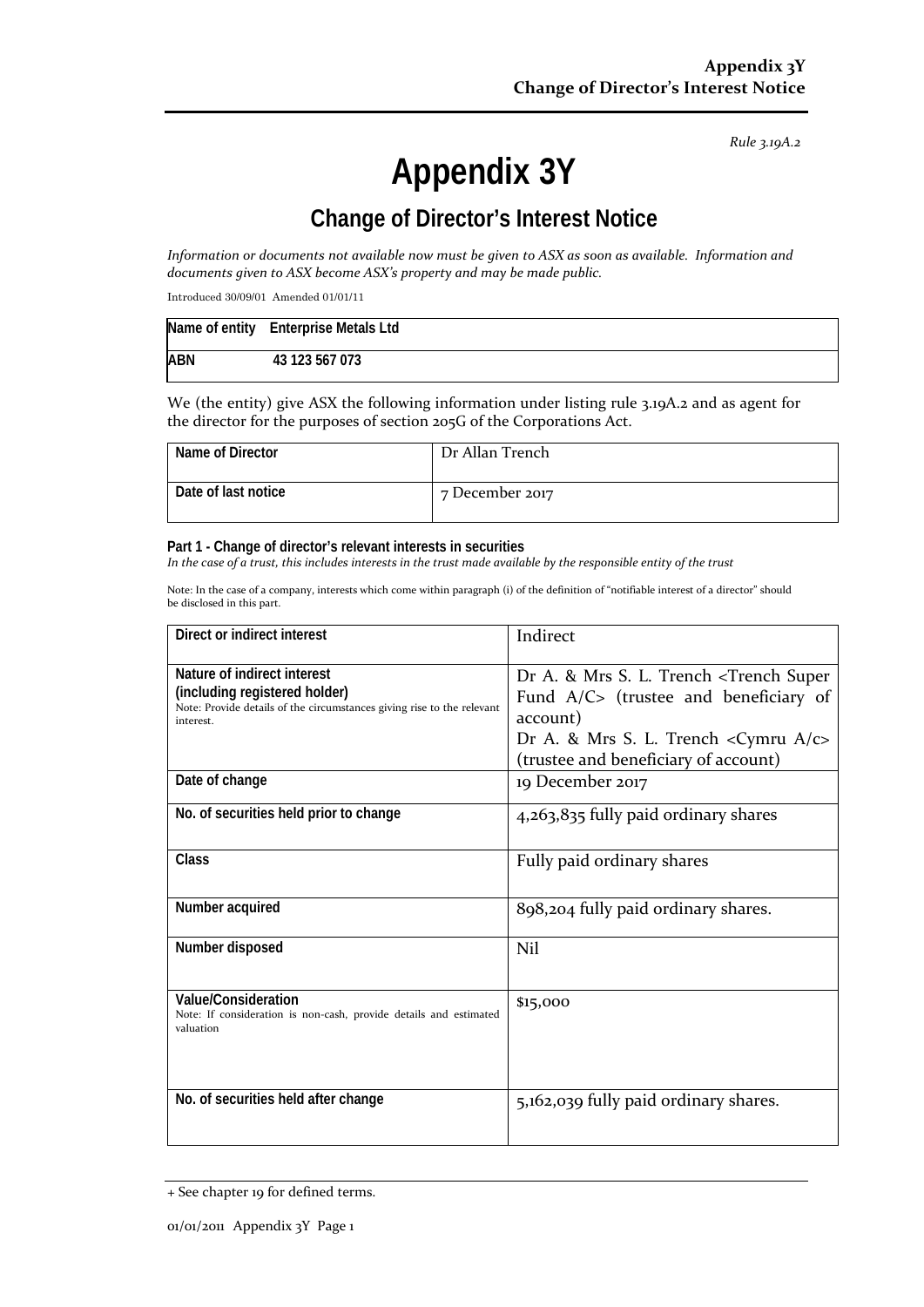*Rule 3.19A.2*

# Appendix 3Y

## Change of Director's Interest Notice

*Information or documents not available now must be given to ASX as soon as available. Information and documents given to ASX become ASX's property and may be made public.*

Introduced 30/09/01 Amended 01/01/11

| Name of entity | Enterprise Metals Ltd |
|---|---|
| ABN | 43 123 567 073 |

We (the entity) give ASX the following information under listing rule 3.19A.2 and as agent for the director for the purposes of section 205G of the Corporations Act.

| Name of Director | Dr Allan Trench |
|---|---|
| Date of last notice | 7 December 2017 |

**Part 1 - Change of director's relevant interests in securities**

*In the case of a trust, this includes interests in the trust made available by the responsible entity of the trust*

Note: In the case of a company, interests which come within paragraph (i) of the definition of "notifiable interest of a director" should be disclosed in this part.

| Direct or indirect interest | Indirect |
|---|---|
| **Nature of indirect interest (including registered holder)**<br>Note: Provide details of the circumstances giving rise to the relevant interest. | Dr A. & Mrs S. L. Trench <Trench Super Fund A/C> (trustee and beneficiary of account)<br>Dr A. & Mrs S. L. Trench <Cymru A/c> (trustee and beneficiary of account) |
| **Date of change** | 19 December 2017 |
| **No. of securities held prior to change** | 4,263,835 fully paid ordinary shares |
| **Class** | Fully paid ordinary shares |
| **Number acquired** | 898,204 fully paid ordinary shares. |
| **Number disposed** | Nil |
| **Value/Consideration**<br>Note: If consideration is non-cash, provide details and estimated valuation | $15,000 |
| **No. of securities held after change** | 5,162,039 fully paid ordinary shares. |

+ See chapter 19 for defined terms.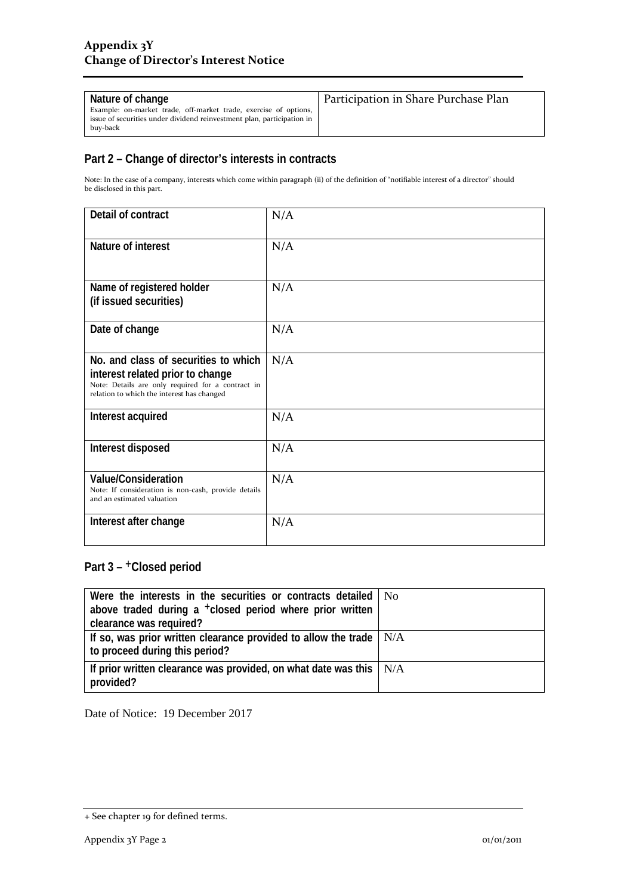| Nature of change<br>Example: on-market trade, off-market trade, exercise of options, issue of securities under dividend reinvestment plan, participation in buy-back | Participation in Share Purchase Plan |
|---|---|

## Part 2 – Change of director's interests in contracts

Note: In the case of a company, interests which come within paragraph (ii) of the definition of "notifiable interest of a director" should be disclosed in this part.

| Detail of contract | N/A |
|---|---|
| Nature of interest | N/A |
| Name of registered holder<br>(if issued securities) | N/A |
| Date of change | N/A |
| No. and class of securities to which interest related prior to change<br>Note: Details are only required for a contract in relation to which the interest has changed | N/A |
| Interest acquired | N/A |
| Interest disposed | N/A |
| Value/Consideration<br>Note: If consideration is non-cash, provide details and an estimated valuation | N/A |
| Interest after change | N/A |

## Part 3 – +Closed period

| Were the interests in the securities or contracts detailed above traded during a +closed period where prior written clearance was required? | No |
|---|---|
| If so, was prior written clearance provided to allow the trade to proceed during this period? | N/A |
| If prior written clearance was provided, on what date was this provided? | N/A |

Date of Notice: 19 December 2017

+ See chapter 19 for defined terms.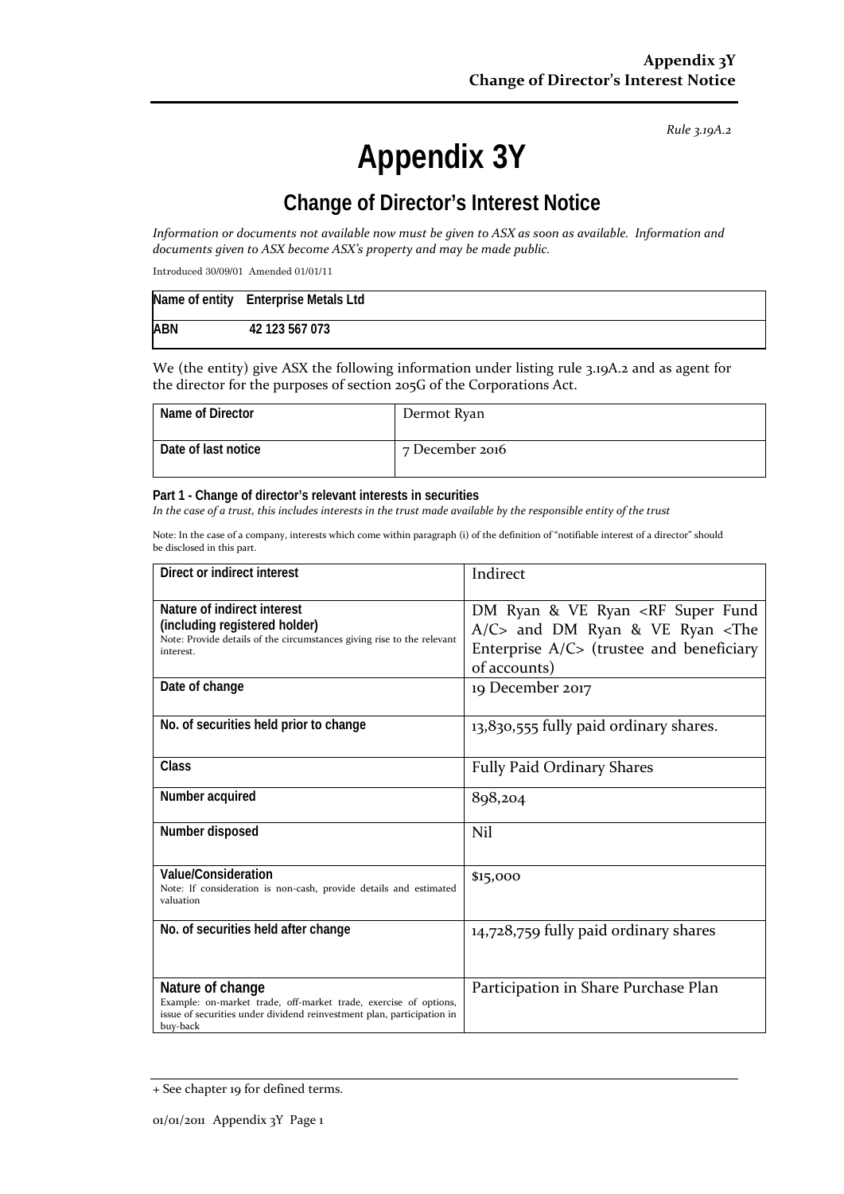*Rule 3.19A.2*

# Appendix 3Y

## Change of Director's Interest Notice

*Information or documents not available now must be given to ASX as soon as available. Information and documents given to ASX become ASX's property and may be made public.*

Introduced 30/09/01 Amended 01/01/11

| Name of entity | Enterprise Metals Ltd |
|---|---|
| ABN | 42 123 567 073 |

We (the entity) give ASX the following information under listing rule 3.19A.2 and as agent for the director for the purposes of section 205G of the Corporations Act.

| Name of Director | Dermot Ryan |
|---|---|
| Date of last notice | 7 December 2016 |

**Part 1 - Change of director's relevant interests in securities**

*In the case of a trust, this includes interests in the trust made available by the responsible entity of the trust*

Note: In the case of a company, interests which come within paragraph (i) of the definition of "notifiable interest of a director" should be disclosed in this part.

| Direct or indirect interest | Indirect |
|---|---|
| **Nature of indirect interest (including registered holder)**<br>Note: Provide details of the circumstances giving rise to the relevant interest. | DM Ryan & VE Ryan <RF Super Fund A/C> and DM Ryan & VE Ryan <The Enterprise A/C> (trustee and beneficiary of accounts) |
| **Date of change** | 19 December 2017 |
| **No. of securities held prior to change** | 13,830,555 fully paid ordinary shares. |
| **Class** | Fully Paid Ordinary Shares |
| **Number acquired** | 898,204 |
| **Number disposed** | Nil |
| **Value/Consideration**<br>Note: If consideration is non-cash, provide details and estimated valuation | $15,000 |
| **No. of securities held after change** | 14,728,759 fully paid ordinary shares |
| **Nature of change**<br>Example: on-market trade, off-market trade, exercise of options, issue of securities under dividend reinvestment plan, participation in buy-back | Participation in Share Purchase Plan |

+ See chapter 19 for defined terms.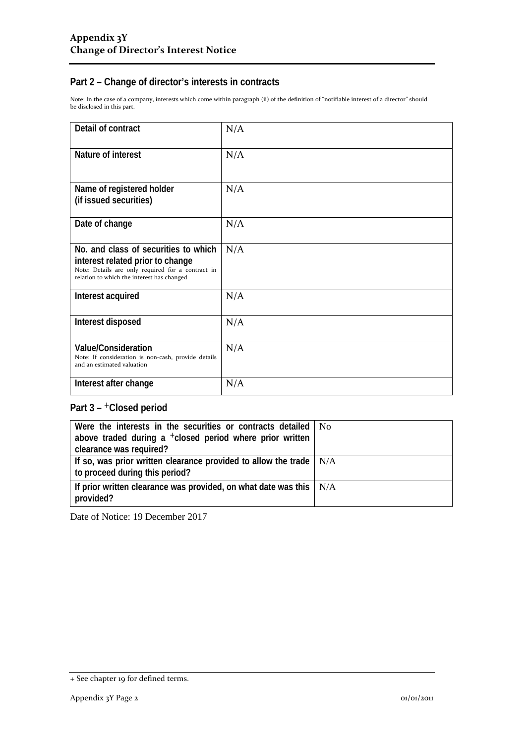## Part 2 – Change of director's interests in contracts

Note: In the case of a company, interests which come within paragraph (ii) of the definition of "notifiable interest of a director" should be disclosed in this part.

| | |
|---|---|
| **Detail of contract** | N/A |
| **Nature of interest** | N/A |
| **Name of registered holder (if issued securities)** | N/A |
| **Date of change** | N/A |
| **No. and class of securities to which interest related prior to change**<br>Note: Details are only required for a contract in relation to which the interest has changed | N/A |
| **Interest acquired** | N/A |
| **Interest disposed** | N/A |
| **Value/Consideration**<br>Note: If consideration is non-cash, provide details and an estimated valuation | N/A |
| **Interest after change** | N/A |

## Part 3 – +Closed period

| | |
|---|---|
| **Were the interests in the securities or contracts detailed above traded during a +closed period where prior written clearance was required?** | No |
| **If so, was prior written clearance provided to allow the trade to proceed during this period?** | N/A |
| **If prior written clearance was provided, on what date was this provided?** | N/A |

Date of Notice: 19 December 2017

+ See chapter 19 for defined terms.